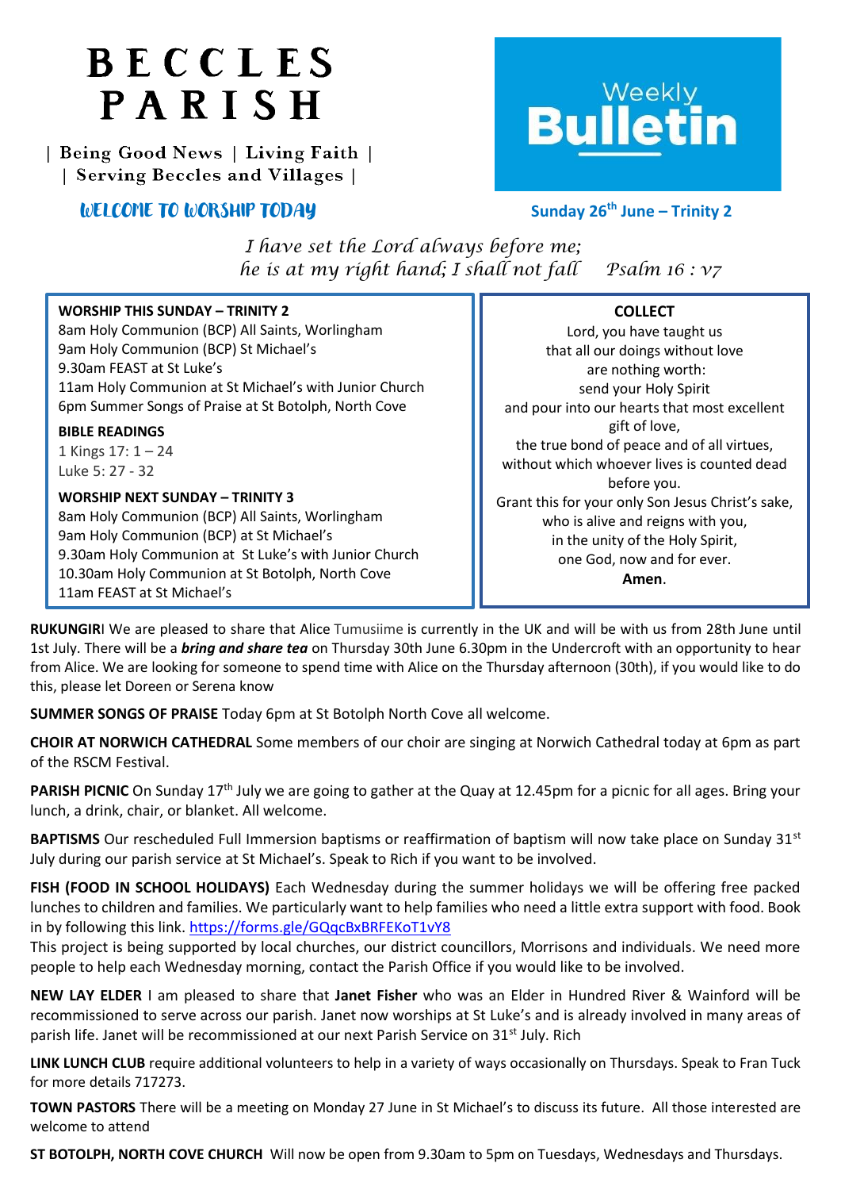# BECCLES PARISH

| Being Good News | Living Faith |
| Serving Beccles and Villages |

**Weekly Bulletin**

## WELCOME TO WORSHIP TODAY

**Sunday 26th June – Trinity 2**

*I have set the Lord always before me;*
*he is at my right hand; I shall not fall* Psalm 16 : v7

**WORSHIP THIS SUNDAY – TRINITY 2**
8am Holy Communion (BCP) All Saints, Worlingham
9am Holy Communion (BCP) St Michael's
9.30am FEAST at St Luke's
11am Holy Communion at St Michael's with Junior Church
6pm Summer Songs of Praise at St Botolph, North Cove

**BIBLE READINGS**
1 Kings 17: 1 – 24
Luke 5: 27 - 32

**WORSHIP NEXT SUNDAY – TRINITY 3**
8am Holy Communion (BCP) All Saints, Worlingham
9am Holy Communion (BCP) at St Michael's
9.30am Holy Communion at St Luke's with Junior Church
10.30am Holy Communion at St Botolph, North Cove
11am FEAST at St Michael's

**COLLECT**

Lord, you have taught us
that all our doings without love
are nothing worth:
send your Holy Spirit
and pour into our hearts that most excellent
gift of love,
the true bond of peace and of all virtues,
without which whoever lives is counted dead
before you.
Grant this for your only Son Jesus Christ's sake,
who is alive and reigns with you,
in the unity of the Holy Spirit,
one God, now and for ever.
**Amen**.

**RUKUNGIR**I We are pleased to share that Alice Tumusiime is currently in the UK and will be with us from 28th June until 1st July. There will be a ***bring and share tea*** on Thursday 30th June 6.30pm in the Undercroft with an opportunity to hear from Alice. We are looking for someone to spend time with Alice on the Thursday afternoon (30th), if you would like to do this, please let Doreen or Serena know

**SUMMER SONGS OF PRAISE** Today 6pm at St Botolph North Cove all welcome.

**CHOIR AT NORWICH CATHEDRAL** Some members of our choir are singing at Norwich Cathedral today at 6pm as part of the RSCM Festival.

**PARISH PICNIC** On Sunday 17th July we are going to gather at the Quay at 12.45pm for a picnic for all ages. Bring your lunch, a drink, chair, or blanket. All welcome.

**BAPTISMS** Our rescheduled Full Immersion baptisms or reaffirmation of baptism will now take place on Sunday 31st July during our parish service at St Michael's. Speak to Rich if you want to be involved.

**FISH (FOOD IN SCHOOL HOLIDAYS)** Each Wednesday during the summer holidays we will be offering free packed lunches to children and families. We particularly want to help families who need a little extra support with food. Book in by following this link. https://forms.gle/GQqcBxBRFEKoT1vY8
This project is being supported by local churches, our district councillors, Morrisons and individuals. We need more people to help each Wednesday morning, contact the Parish Office if you would like to be involved.

**NEW LAY ELDER** I am pleased to share that **Janet Fisher** who was an Elder in Hundred River & Wainford will be recommissioned to serve across our parish. Janet now worships at St Luke's and is already involved in many areas of parish life. Janet will be recommissioned at our next Parish Service on 31st July. Rich

**LINK LUNCH CLUB** require additional volunteers to help in a variety of ways occasionally on Thursdays. Speak to Fran Tuck for more details 717273.

**TOWN PASTORS** There will be a meeting on Monday 27 June in St Michael's to discuss its future. All those interested are welcome to attend

**ST BOTOLPH, NORTH COVE CHURCH** Will now be open from 9.30am to 5pm on Tuesdays, Wednesdays and Thursdays.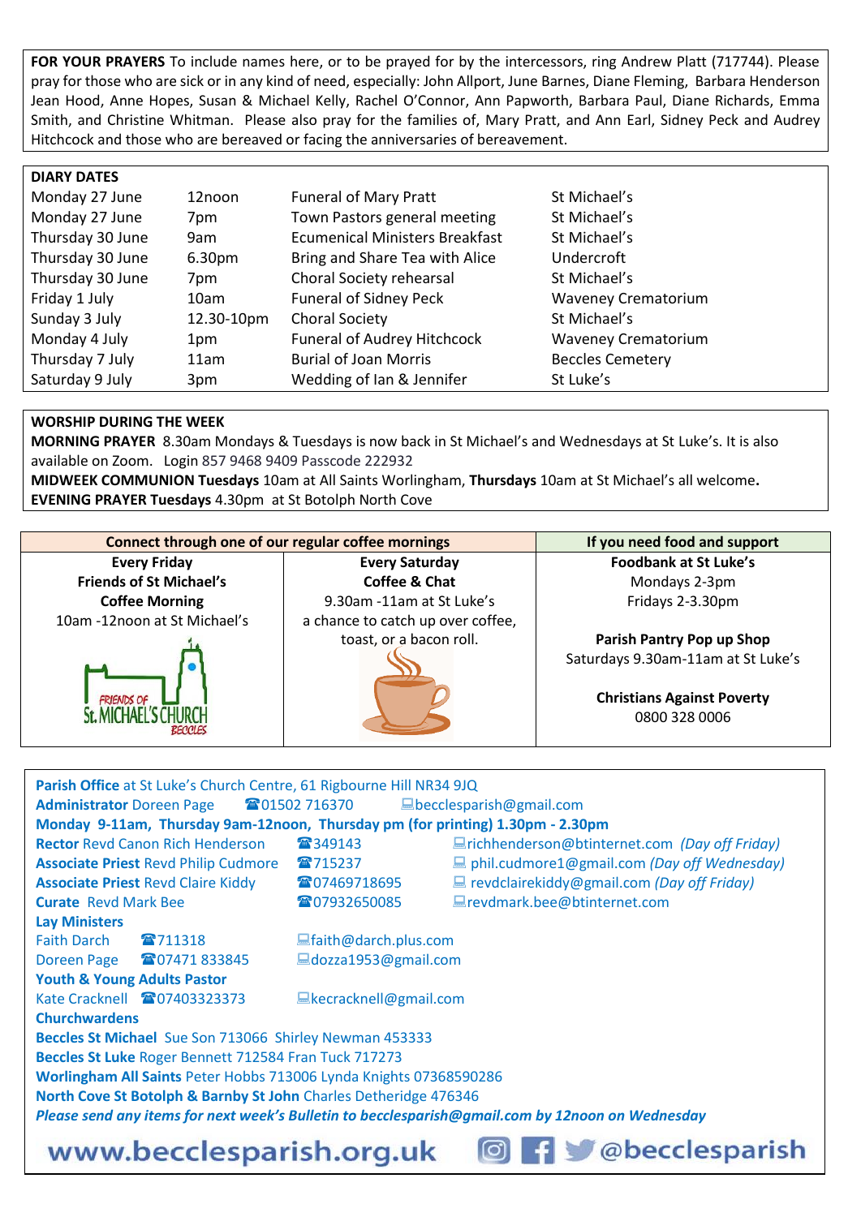**FOR YOUR PRAYERS** To include names here, or to be prayed for by the intercessors, ring Andrew Platt (717744). Please pray for those who are sick or in any kind of need, especially: John Allport, June Barnes, Diane Fleming, Barbara Henderson Jean Hood, Anne Hopes, Susan & Michael Kelly, Rachel O'Connor, Ann Papworth, Barbara Paul, Diane Richards, Emma Smith, and Christine Whitman. Please also pray for the families of, Mary Pratt, and Ann Earl, Sidney Peck and Audrey Hitchcock and those who are bereaved or facing the anniversaries of bereavement.

**DIARY DATES**

| | | | |
|---|---|---|---|
| Monday 27 June | 12noon | Funeral of Mary Pratt | St Michael's |
| Monday 27 June | 7pm | Town Pastors general meeting | St Michael's |
| Thursday 30 June | 9am | Ecumenical Ministers Breakfast | St Michael's |
| Thursday 30 June | 6.30pm | Bring and Share Tea with Alice | Undercroft |
| Thursday 30 June | 7pm | Choral Society rehearsal | St Michael's |
| Friday 1 July | 10am | Funeral of Sidney Peck | Waveney Crematorium |
| Sunday 3 July | 12.30-10pm | Choral Society | St Michael's |
| Monday 4 July | 1pm | Funeral of Audrey Hitchcock | Waveney Crematorium |
| Thursday 7 July | 11am | Burial of Joan Morris | Beccles Cemetery |
| Saturday 9 July | 3pm | Wedding of Ian & Jennifer | St Luke's |

**WORSHIP DURING THE WEEK**

**MORNING PRAYER** 8.30am Mondays & Tuesdays is now back in St Michael's and Wednesdays at St Luke's. It is also available on Zoom. Login 857 9468 9409 Passcode 222932

**MIDWEEK COMMUNION Tuesdays** 10am at All Saints Worlingham, **Thursdays** 10am at St Michael's all welcome**.**

**EVENING PRAYER Tuesdays** 4.30pm at St Botolph North Cove

**Connect through one of our regular coffee mornings**

**Every Friday**
**Friends of St Michael's**
**Coffee Morning**
10am -12noon at St Michael's

FRIENDS OF St. MICHAEL'S CHURCH BECCLES

**Every Saturday**
**Coffee & Chat**
9.30am -11am at St Luke's
a chance to catch up over coffee, toast, or a bacon roll.

**If you need food and support**

**Foodbank at St Luke's**
Mondays 2-3pm
Fridays 2-3.30pm

**Parish Pantry Pop up Shop**
Saturdays 9.30am-11am at St Luke's

**Christians Against Poverty**
0800 328 0006

**Parish Office** at St Luke's Church Centre, 61 Rigbourne Hill NR34 9JQ

**Administrator** Doreen Page ☎01502 716370 becclesparish@gmail.com

**Monday 9-11am, Thursday 9am-12noon, Thursday pm (for printing) 1.30pm - 2.30pm**

**Rector** Revd Canon Rich Henderson ☎349143 richhenderson@btinternet.com *(Day off Friday)*

**Associate Priest** Revd Philip Cudmore ☎715237 phil.cudmore1@gmail.com *(Day off Wednesday)*

**Associate Priest** Revd Claire Kiddy ☎07469718695 revdclairekiddy@gmail.com *(Day off Friday)*

**Curate** Revd Mark Bee ☎07932650085 revdmark.bee@btinternet.com

**Lay Ministers**

Faith Darch ☎711318 faith@darch.plus.com

Doreen Page ☎07471 833845 dozza1953@gmail.com

**Youth & Young Adults Pastor**

Kate Cracknell ☎07403323373 kecracknell@gmail.com

**Churchwardens**

**Beccles St Michael** Sue Son 713066 Shirley Newman 453333

**Beccles St Luke** Roger Bennett 712584 Fran Tuck 717273

**Worlingham All Saints** Peter Hobbs 713006 Lynda Knights 07368590286

**North Cove St Botolph & Barnby St John** Charles Detheridge 476346

***Please send any items for next week's Bulletin to becclesparish@gmail.com by 12noon on Wednesday***

**www.becclesparish.org.uk** **@becclesparish**